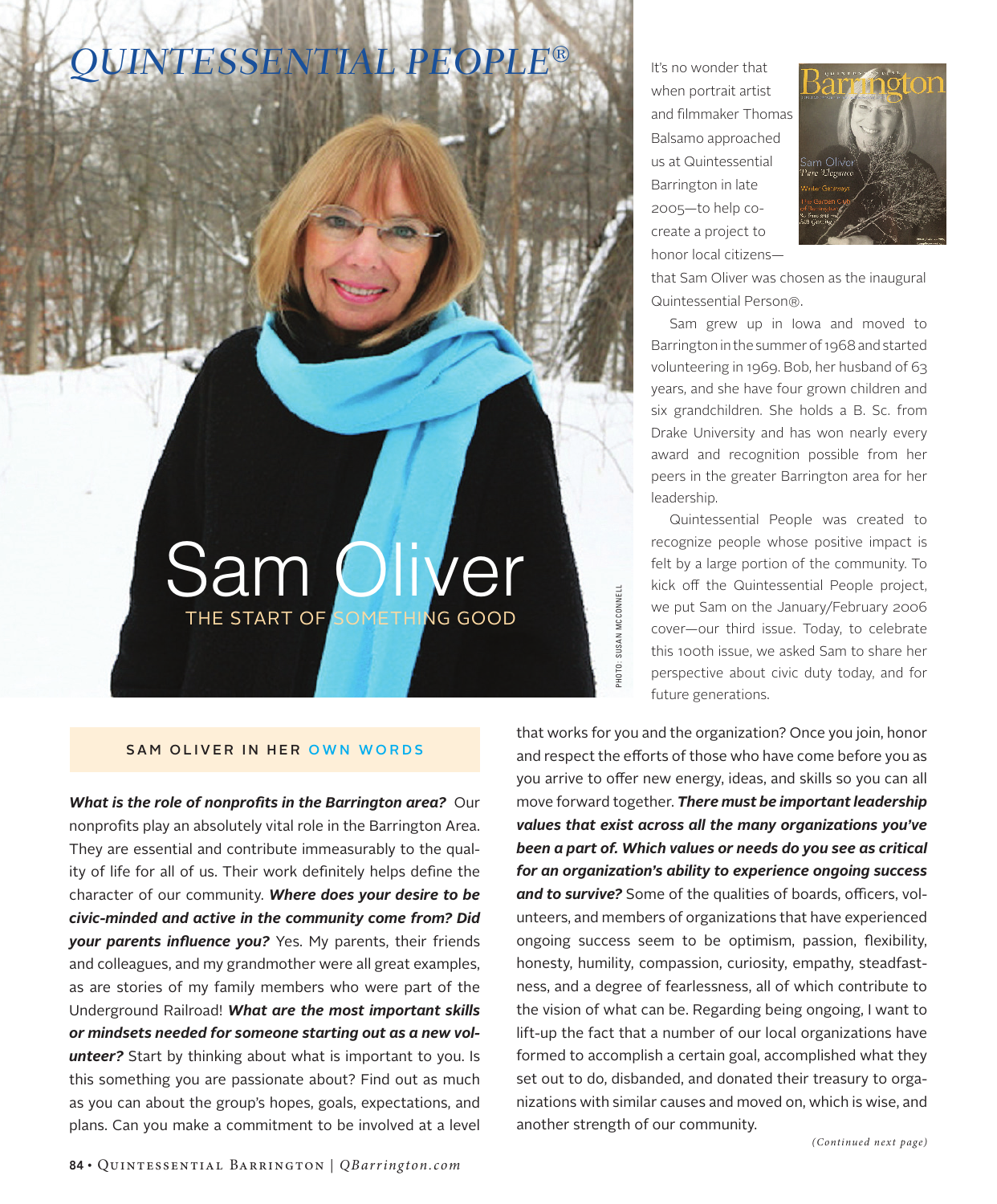# QUINTESSENTIAL PEOPLE®

# Sam Oliver

## THE START OF SOMETHING GOOD

PHOTO: SUSAN MCCONNELL

It's no wonder that when portrait artist and filmmaker Thomas Balsamo approached us at Quintessential Barrington in late 2005—to help co-create a project to honor local citizens—that Sam Oliver was chosen as the inaugural Quintessential Person®.

Sam grew up in Iowa and moved to Barrington in the summer of 1968 and started volunteering in 1969. Bob, her husband of 63 years, and she have four grown children and six grandchildren. She holds a B. Sc. from Drake University and has won nearly every award and recognition possible from her peers in the greater Barrington area for her leadership.

Quintessential People was created to recognize people whose positive impact is felt by a large portion of the community. To kick off the Quintessential People project, we put Sam on the January/February 2006 cover—our third issue. Today, to celebrate this 100th issue, we asked Sam to share her perspective about civic duty today, and for future generations.

### SAM OLIVER IN HER OWN WORDS

***What is the role of nonprofits in the Barrington area?*** Our nonprofits play an absolutely vital role in the Barrington Area. They are essential and contribute immeasurably to the quality of life for all of us. Their work definitely helps define the character of our community. ***Where does your desire to be civic-minded and active in the community come from? Did your parents influence you?*** Yes. My parents, their friends and colleagues, and my grandmother were all great examples, as are stories of my family members who were part of the Underground Railroad! ***What are the most important skills or mindsets needed for someone starting out as a new volunteer?*** Start by thinking about what is important to you. Is this something you are passionate about? Find out as much as you can about the group's hopes, goals, expectations, and plans. Can you make a commitment to be involved at a level that works for you and the organization? Once you join, honor and respect the efforts of those who have come before you as you arrive to offer new energy, ideas, and skills so you can all move forward together. ***There must be important leadership values that exist across all the many organizations you've been a part of. Which values or needs do you see as critical for an organization's ability to experience ongoing success and to survive?*** Some of the qualities of boards, officers, volunteers, and members of organizations that have experienced ongoing success seem to be optimism, passion, flexibility, honesty, humility, compassion, curiosity, empathy, steadfastness, and a degree of fearlessness, all of which contribute to the vision of what can be. Regarding being ongoing, I want to lift-up the fact that a number of our local organizations have formed to accomplish a certain goal, accomplished what they set out to do, disbanded, and donated their treasury to organizations with similar causes and moved on, which is wise, and another strength of our community.

*(Continued next page)*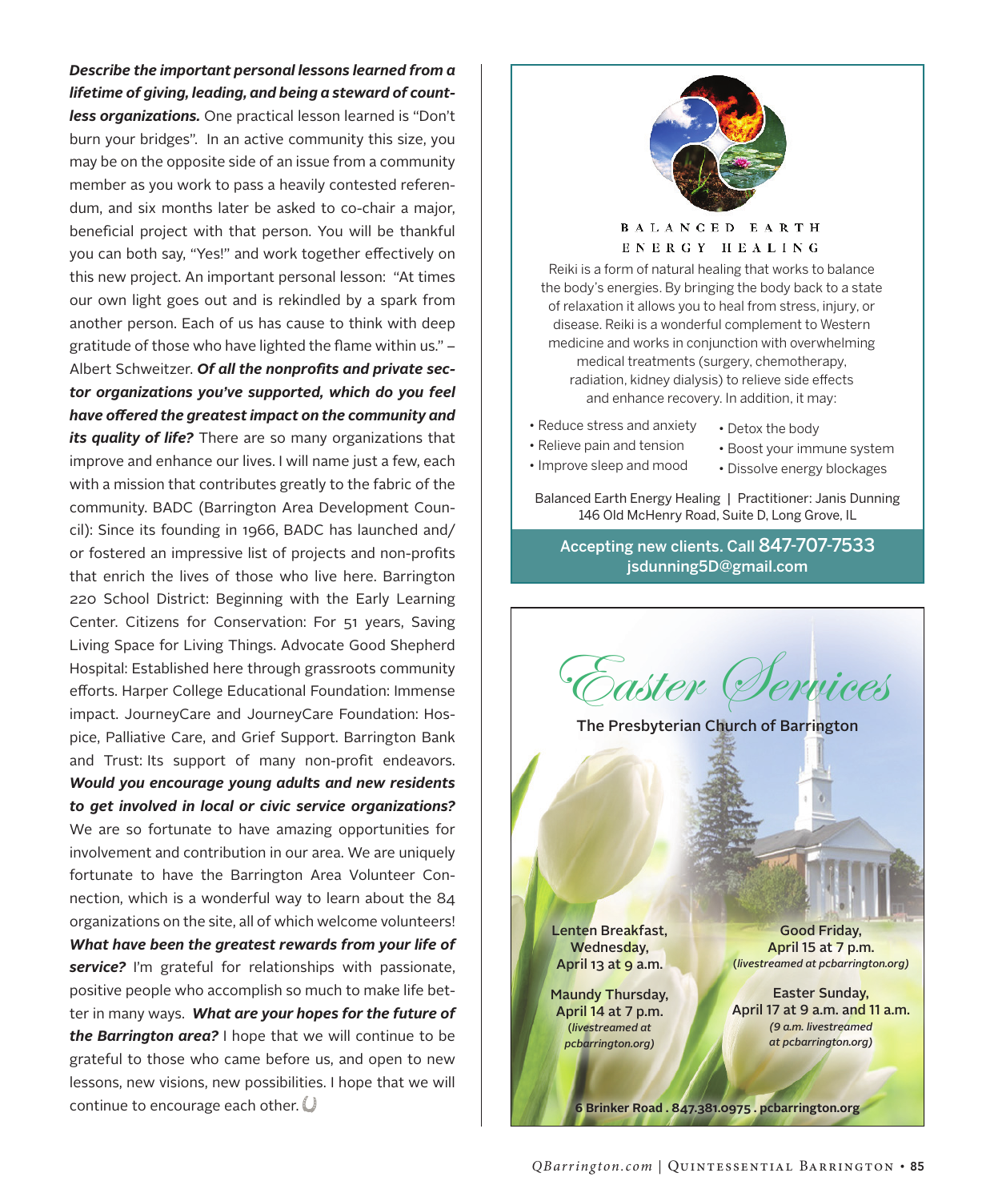***Describe the important personal lessons learned from a lifetime of giving, leading, and being a steward of countless organizations.*** One practical lesson learned is "Don't burn your bridges". In an active community this size, you may be on the opposite side of an issue from a community member as you work to pass a heavily contested referendum, and six months later be asked to co-chair a major, beneficial project with that person. You will be thankful you can both say, "Yes!" and work together effectively on this new project. An important personal lesson: "At times our own light goes out and is rekindled by a spark from another person. Each of us has cause to think with deep gratitude of those who have lighted the flame within us." – Albert Schweitzer. ***Of all the nonprofits and private sector organizations you've supported, which do you feel have offered the greatest impact on the community and its quality of life?*** There are so many organizations that improve and enhance our lives. I will name just a few, each with a mission that contributes greatly to the fabric of the community. BADC (Barrington Area Development Council): Since its founding in 1966, BADC has launched and/or fostered an impressive list of projects and non-profits that enrich the lives of those who live here. Barrington 220 School District: Beginning with the Early Learning Center. Citizens for Conservation: For 51 years, Saving Living Space for Living Things. Advocate Good Shepherd Hospital: Established here through grassroots community efforts. Harper College Educational Foundation: Immense impact. JourneyCare and JourneyCare Foundation: Hospice, Palliative Care, and Grief Support. Barrington Bank and Trust: Its support of many non-profit endeavors. ***Would you encourage young adults and new residents to get involved in local or civic service organizations?*** We are so fortunate to have amazing opportunities for involvement and contribution in our area. We are uniquely fortunate to have the Barrington Area Volunteer Connection, which is a wonderful way to learn about the 84 organizations on the site, all of which welcome volunteers! ***What have been the greatest rewards from your life of service?*** I'm grateful for relationships with passionate, positive people who accomplish so much to make life better in many ways. ***What are your hopes for the future of the Barrington area?*** I hope that we will continue to be grateful to those who came before us, and open to new lessons, new visions, new possibilities. I hope that we will continue to encourage each other.

BALANCED EARTH
ENERGY HEALING

Reiki is a form of natural healing that works to balance the body's energies. By bringing the body back to a state of relaxation it allows you to heal from stress, injury, or disease. Reiki is a wonderful complement to Western medicine and works in conjunction with overwhelming medical treatments (surgery, chemotherapy, radiation, kidney dialysis) to relieve side effects and enhance recovery. In addition, it may:

- Reduce stress and anxiety
- Relieve pain and tension
- Improve sleep and mood
- Detox the body
- Boost your immune system
- Dissolve energy blockages

Balanced Earth Energy Healing | Practitioner: Janis Dunning
146 Old McHenry Road, Suite D, Long Grove, IL

**Accepting new clients. Call 847-707-7533**
**jsdunning5D@gmail.com**

*Easter Services*

**The Presbyterian Church of Barrington**

**Lenten Breakfast,**
**Wednesday,**
**April 13 at 9 a.m.**

**Maundy Thursday,**
**April 14 at 7 p.m.**
***(livestreamed at pcbarrington.org)***

**Good Friday,**
**April 15 at 7 p.m.**
***(livestreamed at pcbarrington.org)***

**Easter Sunday,**
**April 17 at 9 a.m. and 11 a.m.**
***(9 a.m. livestreamed at pcbarrington.org)***

**6 Brinker Road . 847.381.0975 . pcbarrington.org**